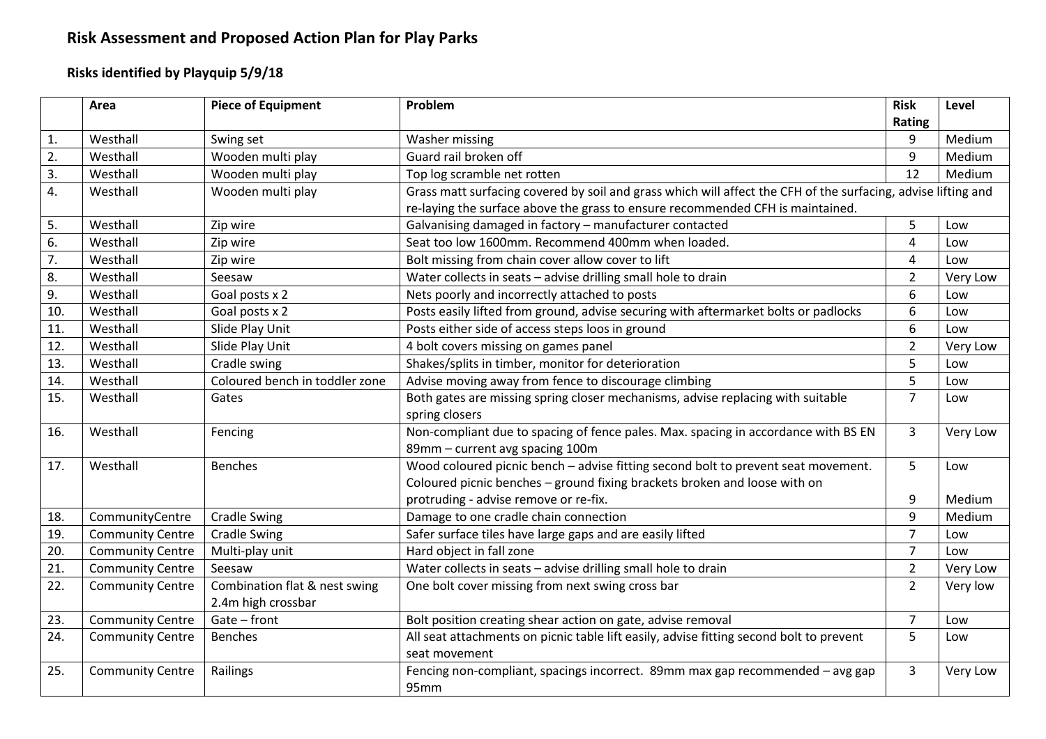# Risk Assessment and Proposed Action Plan for Play Parks

## Risks identified by Playquip 5/9/18

| | Area | Piece of Equipment | Problem | Risk Rating | Level |
|---|---|---|---|---|---|
| 1. | Westhall | Swing set | Washer missing | 9 | Medium |
| 2. | Westhall | Wooden multi play | Guard rail broken off | 9 | Medium |
| 3. | Westhall | Wooden multi play | Top log scramble net rotten | 12 | Medium |
| 4. | Westhall | Wooden multi play | Grass matt surfacing covered by soil and grass which will affect the CFH of the surfacing, advise lifting and re-laying the surface above the grass to ensure recommended CFH is maintained. | | |
| 5. | Westhall | Zip wire | Galvanising damaged in factory – manufacturer contacted | 5 | Low |
| 6. | Westhall | Zip wire | Seat too low 1600mm. Recommend 400mm when loaded. | 4 | Low |
| 7. | Westhall | Zip wire | Bolt missing from chain cover allow cover to lift | 4 | Low |
| 8. | Westhall | Seesaw | Water collects in seats – advise drilling small hole to drain | 2 | Very Low |
| 9. | Westhall | Goal posts x 2 | Nets poorly and incorrectly attached to posts | 6 | Low |
| 10. | Westhall | Goal posts x 2 | Posts easily lifted from ground, advise securing with aftermarket bolts or padlocks | 6 | Low |
| 11. | Westhall | Slide Play Unit | Posts either side of access steps loos in ground | 6 | Low |
| 12. | Westhall | Slide Play Unit | 4 bolt covers missing on games panel | 2 | Very Low |
| 13. | Westhall | Cradle swing | Shakes/splits in timber, monitor for deterioration | 5 | Low |
| 14. | Westhall | Coloured bench in toddler zone | Advise moving away from fence to discourage climbing | 5 | Low |
| 15. | Westhall | Gates | Both gates are missing spring closer mechanisms, advise replacing with suitable spring closers | 7 | Low |
| 16. | Westhall | Fencing | Non-compliant due to spacing of fence pales. Max. spacing in accordance with BS EN 89mm – current avg spacing 100m | 3 | Very Low |
| 17. | Westhall | Benches | Wood coloured picnic bench – advise fitting second bolt to prevent seat movement. Coloured picnic benches – ground fixing brackets broken and loose with on protruding - advise remove or re-fix. | 5<br><br>9 | Low<br><br>Medium |
| 18. | CommunityCentre | Cradle Swing | Damage to one cradle chain connection | 9 | Medium |
| 19. | Community Centre | Cradle Swing | Safer surface tiles have large gaps and are easily lifted | 7 | Low |
| 20. | Community Centre | Multi-play unit | Hard object in fall zone | 7 | Low |
| 21. | Community Centre | Seesaw | Water collects in seats – advise drilling small hole to drain | 2 | Very Low |
| 22. | Community Centre | Combination flat & nest swing 2.4m high crossbar | One bolt cover missing from next swing cross bar | 2 | Very low |
| 23. | Community Centre | Gate – front | Bolt position creating shear action on gate, advise removal | 7 | Low |
| 24. | Community Centre | Benches | All seat attachments on picnic table lift easily, advise fitting second bolt to prevent seat movement | 5 | Low |
| 25. | Community Centre | Railings | Fencing non-compliant, spacings incorrect. 89mm max gap recommended – avg gap 95mm | 3 | Very Low |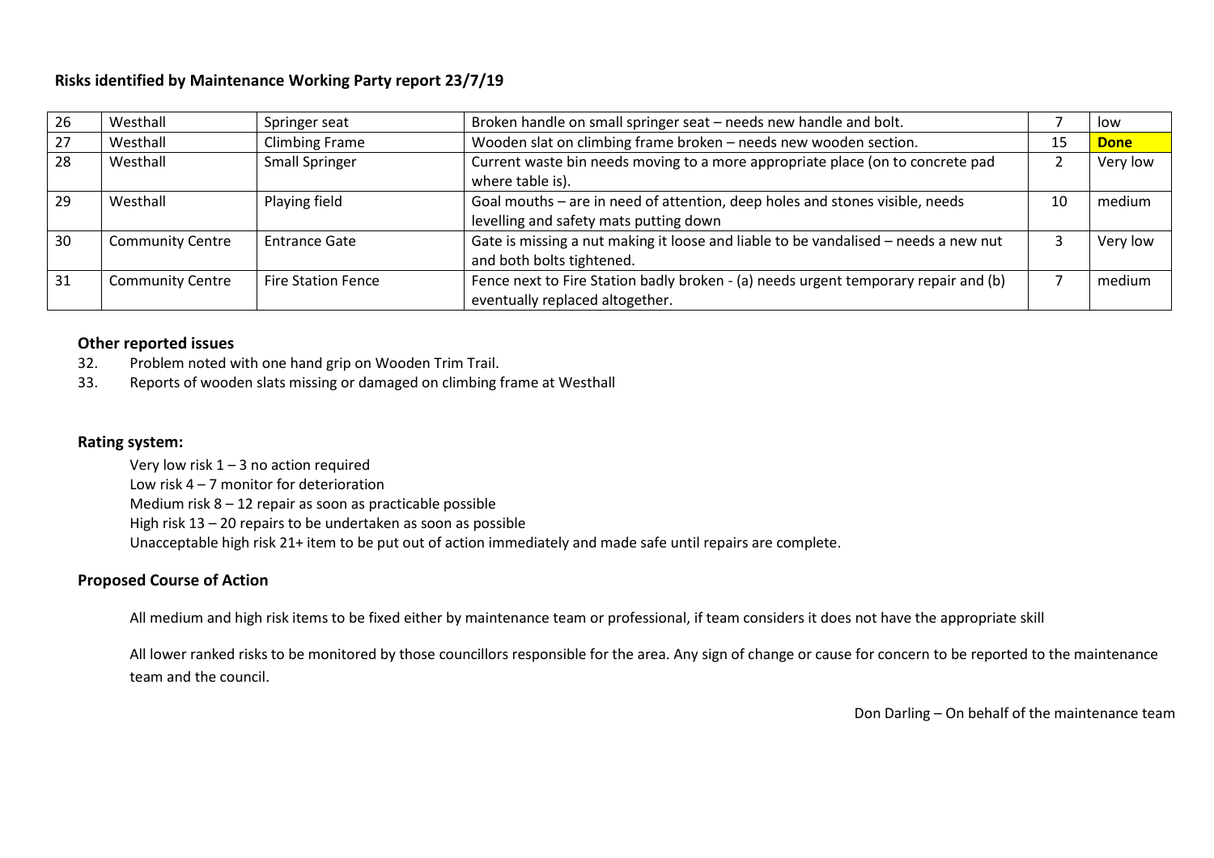### Risks identified by Maintenance Working Party report 23/7/19

| | | | | | |
|---|---|---|---|---|---|
| 26 | Westhall | Springer seat | Broken handle on small springer seat – needs new handle and bolt. | 7 | low |
| 27 | Westhall | Climbing Frame | Wooden slat on climbing frame broken – needs new wooden section. | 15 | **Done** |
| 28 | Westhall | Small Springer | Current waste bin needs moving to a more appropriate place (on to concrete pad where table is). | 2 | Very low |
| 29 | Westhall | Playing field | Goal mouths – are in need of attention, deep holes and stones visible, needs levelling and safety mats putting down | 10 | medium |
| 30 | Community Centre | Entrance Gate | Gate is missing a nut making it loose and liable to be vandalised – needs a new nut and both bolts tightened. | 3 | Very low |
| 31 | Community Centre | Fire Station Fence | Fence next to Fire Station badly broken - (a) needs urgent temporary repair and (b) eventually replaced altogether. | 7 | medium |

### Other reported issues

32. Problem noted with one hand grip on Wooden Trim Trail.
33. Reports of wooden slats missing or damaged on climbing frame at Westhall

### Rating system:

Very low risk 1 – 3 no action required
Low risk 4 – 7 monitor for deterioration
Medium risk 8 – 12 repair as soon as practicable possible
High risk 13 – 20 repairs to be undertaken as soon as possible
Unacceptable high risk 21+ item to be put out of action immediately and made safe until repairs are complete.

### Proposed Course of Action

All medium and high risk items to be fixed either by maintenance team or professional, if team considers it does not have the appropriate skill

All lower ranked risks to be monitored by those councillors responsible for the area. Any sign of change or cause for concern to be reported to the maintenance team and the council.

Don Darling – On behalf of the maintenance team